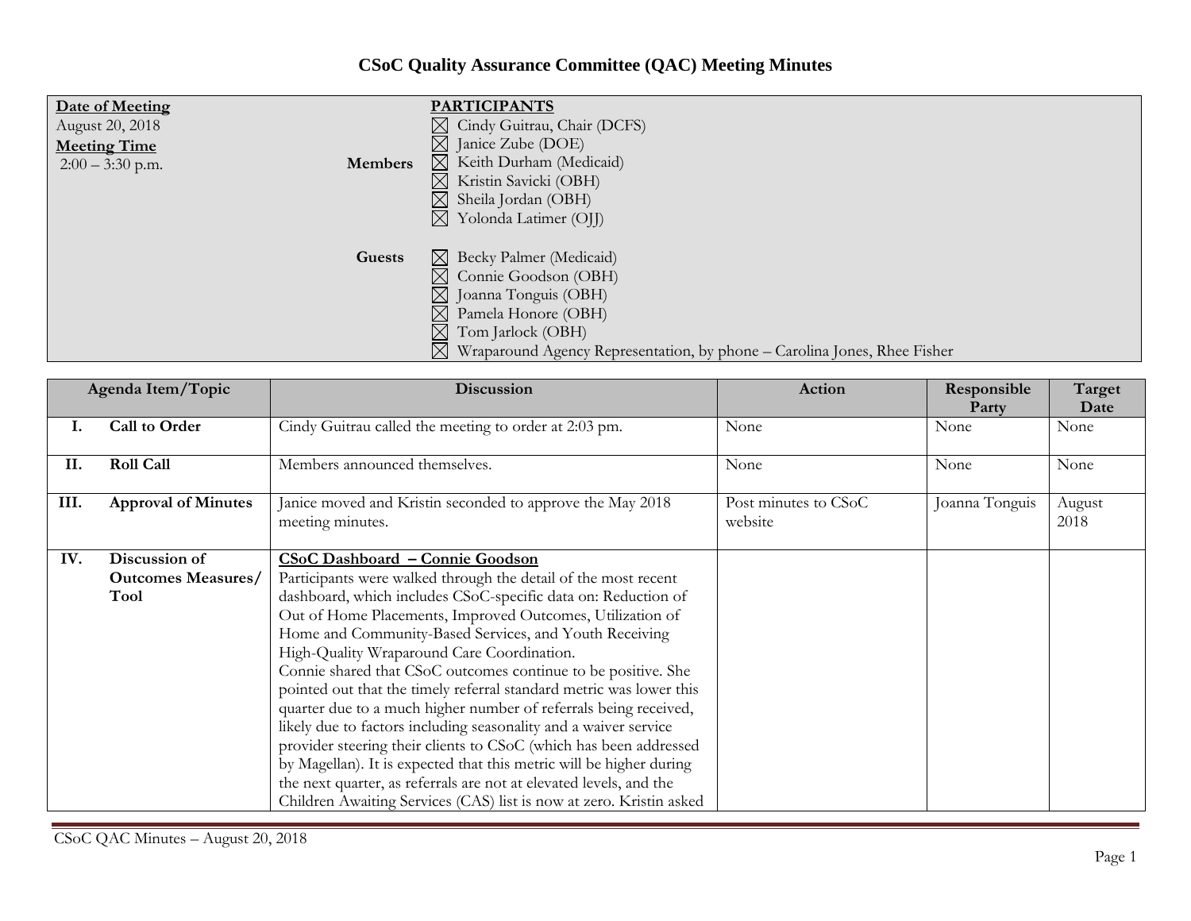# CSoC Quality Assurance Committee (QAC) Meeting Minutes

| Date of Meeting | | PARTICIPANTS |
|---|---|---|
| August 20, 2018 | | ☒ Cindy Guitrau, Chair (DCFS) |
| **Meeting Time** | | ☒ Janice Zube (DOE) |
| 2:00 – 3:30 p.m. | **Members** | ☒ Keith Durham (Medicaid) |
| | | ☒ Kristin Savicki (OBH) |
| | | ☒ Sheila Jordan (OBH) |
| | | ☒ Yolonda Latimer (OJJ) |
| | **Guests** | ☒ Becky Palmer (Medicaid) |
| | | ☒ Connie Goodson (OBH) |
| | | ☒ Joanna Tonguis (OBH) |
| | | ☒ Pamela Honore (OBH) |
| | | ☒ Tom Jarlock (OBH) |
| | | ☒ Wraparound Agency Representation, by phone – Carolina Jones, Rhee Fisher |

| Agenda Item/Topic | Discussion | Action | Responsible Party | Target Date |
|---|---|---|---|---|
| **I. Call to Order** | Cindy Guitrau called the meeting to order at 2:03 pm. | None | None | None |
| **II. Roll Call** | Members announced themselves. | None | None | None |
| **III. Approval of Minutes** | Janice moved and Kristin seconded to approve the May 2018 meeting minutes. | Post minutes to CSoC website | Joanna Tonguis | August 2018 |
| **IV. Discussion of Outcomes Measures/ Tool** | **CSoC Dashboard – Connie Goodson**<br>Participants were walked through the detail of the most recent dashboard, which includes CSoC-specific data on: Reduction of Out of Home Placements, Improved Outcomes, Utilization of Home and Community-Based Services, and Youth Receiving High-Quality Wraparound Care Coordination.<br>Connie shared that CSoC outcomes continue to be positive. She pointed out that the timely referral standard metric was lower this quarter due to a much higher number of referrals being received, likely due to factors including seasonality and a waiver service provider steering their clients to CSoC (which has been addressed by Magellan). It is expected that this metric will be higher during the next quarter, as referrals are not at elevated levels, and the Children Awaiting Services (CAS) list is now at zero. Kristin asked | | | |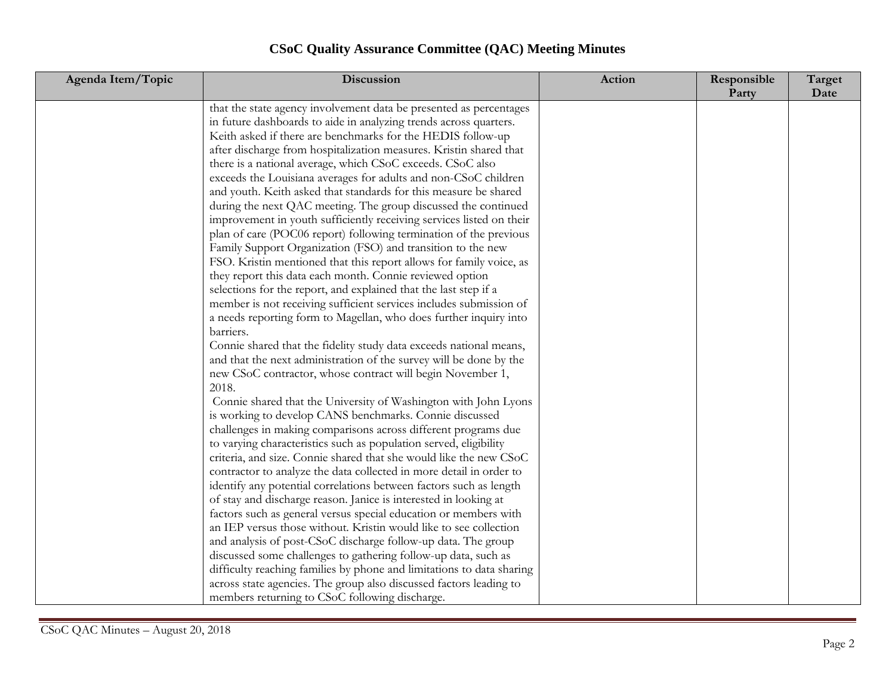# CSoC Quality Assurance Committee (QAC) Meeting Minutes

| Agenda Item/Topic | Discussion | Action | Responsible Party | Target Date |
| --- | --- | --- | --- | --- |
| | that the state agency involvement data be presented as percentages in future dashboards to aide in analyzing trends across quarters. Keith asked if there are benchmarks for the HEDIS follow-up after discharge from hospitalization measures. Kristin shared that there is a national average, which CSoC exceeds. CSoC also exceeds the Louisiana averages for adults and non-CSoC children and youth. Keith asked that standards for this measure be shared during the next QAC meeting. The group discussed the continued improvement in youth sufficiently receiving services listed on their plan of care (POC06 report) following termination of the previous Family Support Organization (FSO) and transition to the new FSO. Kristin mentioned that this report allows for family voice, as they report this data each month. Connie reviewed option selections for the report, and explained that the last step if a member is not receiving sufficient services includes submission of a needs reporting form to Magellan, who does further inquiry into barriers.<br>Connie shared that the fidelity study data exceeds national means, and that the next administration of the survey will be done by the new CSoC contractor, whose contract will begin November 1, 2018.<br>Connie shared that the University of Washington with John Lyons is working to develop CANS benchmarks. Connie discussed challenges in making comparisons across different programs due to varying characteristics such as population served, eligibility criteria, and size. Connie shared that she would like the new CSoC contractor to analyze the data collected in more detail in order to identify any potential correlations between factors such as length of stay and discharge reason. Janice is interested in looking at factors such as general versus special education or members with an IEP versus those without. Kristin would like to see collection and analysis of post-CSoC discharge follow-up data. The group discussed some challenges to gathering follow-up data, such as difficulty reaching families by phone and limitations to data sharing across state agencies. The group also discussed factors leading to members returning to CSoC following discharge. | | | |

CSoC QAC Minutes – August 20, 2018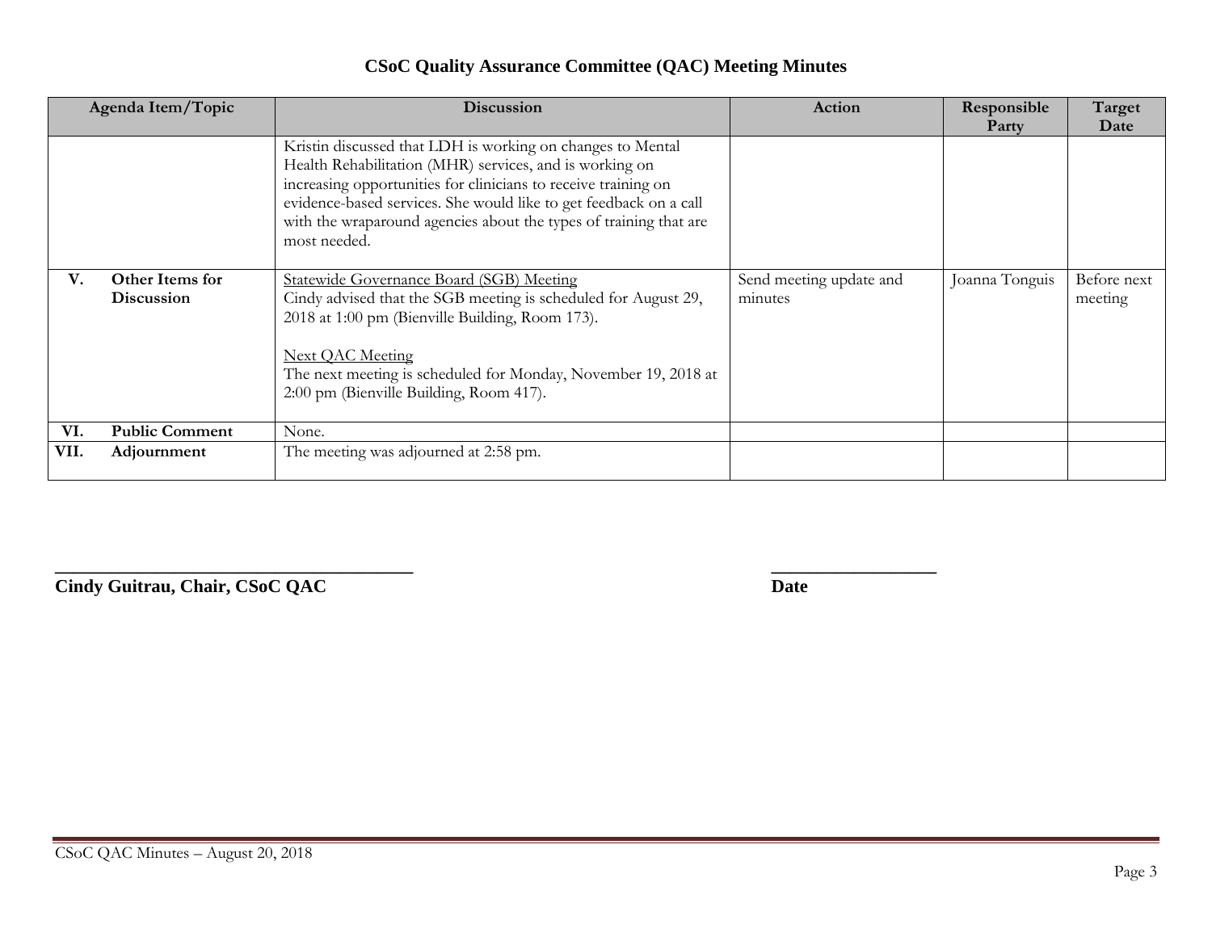# CSoC Quality Assurance Committee (QAC) Meeting Minutes

| Agenda Item/Topic | Discussion | Action | Responsible Party | Target Date |
|---|---|---|---|---|
| | Kristin discussed that LDH is working on changes to Mental Health Rehabilitation (MHR) services, and is working on increasing opportunities for clinicians to receive training on evidence-based services. She would like to get feedback on a call with the wraparound agencies about the types of training that are most needed. | | | |
| **V. Other Items for Discussion** | Statewide Governance Board (SGB) Meeting<br>Cindy advised that the SGB meeting is scheduled for August 29, 2018 at 1:00 pm (Bienville Building, Room 173).<br><br>Next QAC Meeting<br>The next meeting is scheduled for Monday, November 19, 2018 at 2:00 pm (Bienville Building, Room 417). | Send meeting update and minutes | Joanna Tonguis | Before next meeting |
| **VI. Public Comment** | None. | | | |
| **VII. Adjournment** | The meeting was adjourned at 2:58 pm. | | | |

_______________________________________ 　　　　　　　　　　　　_________________

**Cindy Guitrau, Chair, CSoC QAC** 　　　　　　　　　　　　　　　　**Date**